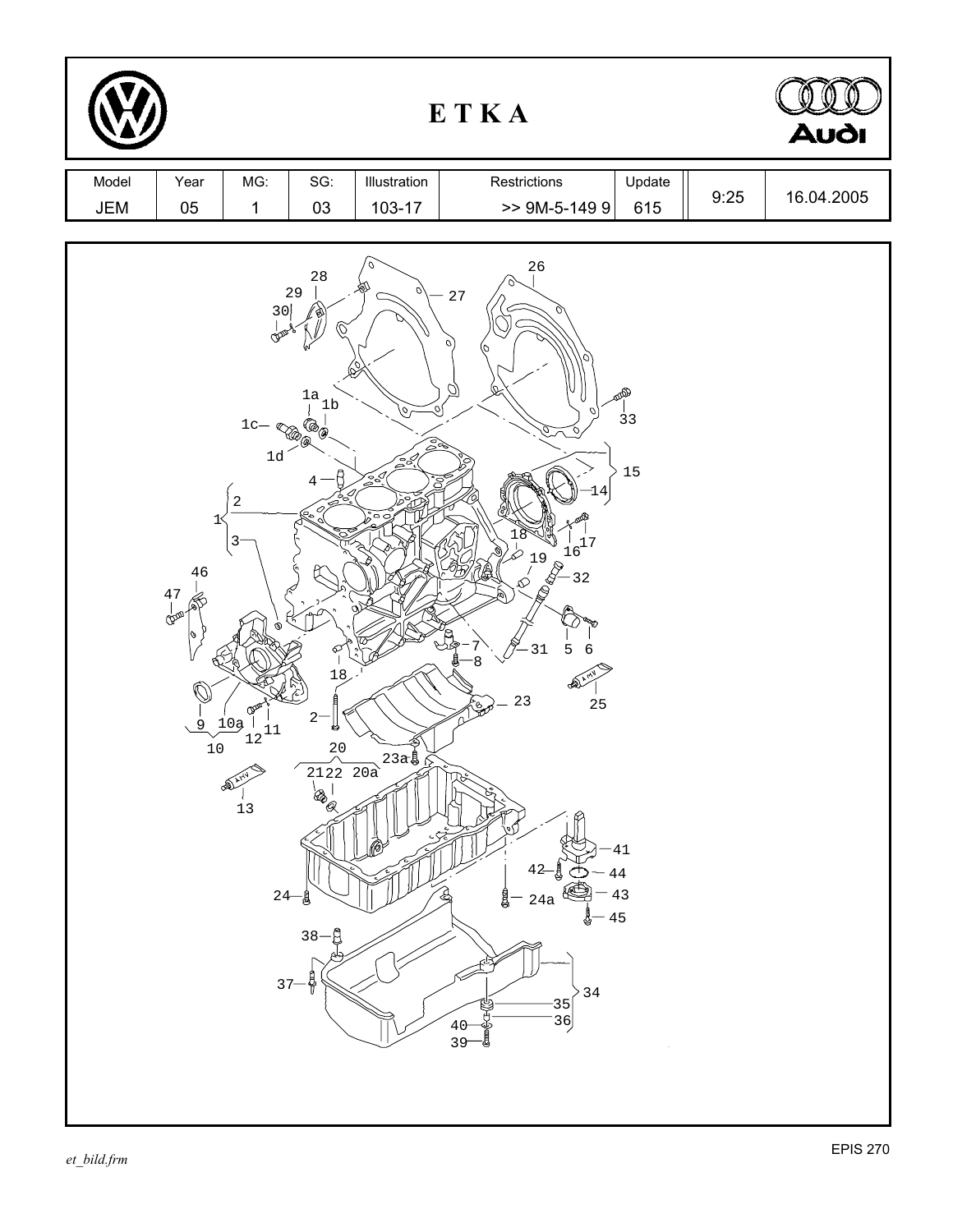# ETKA

| Model | Year | MG: | SG: | Illustration | Restrictions | Update | | |
|---|---|---|---|---|---|---|---|---|
| JEM | 05 | 1 | 03 | 103-17 | >> 9M-5-149 9 | 615 | 9:25 | 16.04.2005 |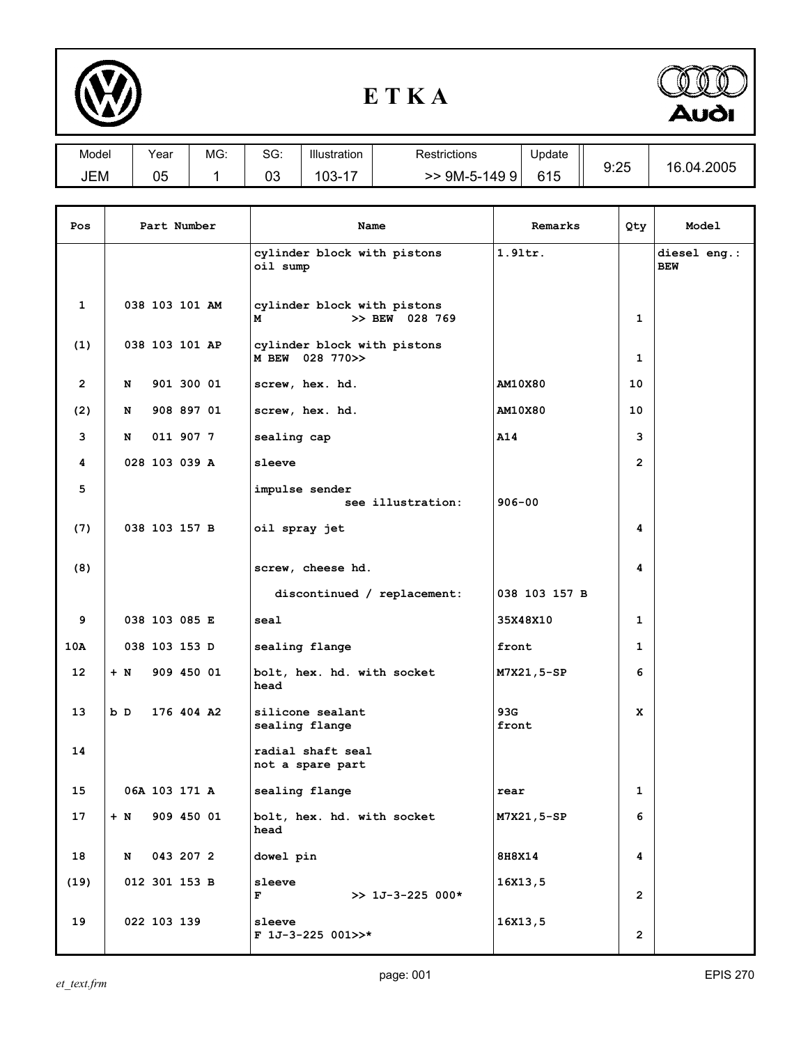# E T K A

| Model | Year | MG: | SG: | Illustration | Restrictions | Update | | |
|---|---|---|---|---|---|---|---|---|
| JEM | 05 | 1 | 03 | 103-17 | >> 9M-5-149 9 | 615 | 9:25 | 16.04.2005 |

| Pos | Part Number | Name | Remarks | Qty | Model |
|---|---|---|---|---|---|
| | | cylinder block with pistons oil sump | 1.9ltr. | | diesel eng.: BEW |
| 1 | 038 103 101 AM | cylinder block with pistons M >> BEW 028 769 | | 1 | |
| (1) | 038 103 101 AP | cylinder block with pistons M BEW 028 770>> | | 1 | |
| 2 | N 901 300 01 | screw, hex. hd. | AM10X80 | 10 | |
| (2) | N 908 897 01 | screw, hex. hd. | AM10X80 | 10 | |
| 3 | N 011 907 7 | sealing cap | A14 | 3 | |
| 4 | 028 103 039 A | sleeve | | 2 | |
| 5 | | impulse sender see illustration: | 906-00 | | |
| (7) | 038 103 157 B | oil spray jet | | 4 | |
| (8) | | screw, cheese hd. | | 4 | |
| | | discontinued / replacement: | 038 103 157 B | | |
| 9 | 038 103 085 E | seal | 35X48X10 | 1 | |
| 10A | 038 103 153 D | sealing flange | front | 1 | |
| 12 | + N 909 450 01 | bolt, hex. hd. with socket head | M7X21,5-SP | 6 | |
| 13 | b D 176 404 A2 | silicone sealant sealing flange | 93G front | X | |
| 14 | | radial shaft seal not a spare part | | | |
| 15 | 06A 103 171 A | sealing flange | rear | 1 | |
| 17 | + N 909 450 01 | bolt, hex. hd. with socket head | M7X21,5-SP | 6 | |
| 18 | N 043 207 2 | dowel pin | 8H8X14 | 4 | |
| (19) | 012 301 153 B | sleeve F >> 1J-3-225 000* | 16X13,5 | 2 | |
| 19 | 022 103 139 | sleeve F 1J-3-225 001>>* | 16X13,5 | 2 | |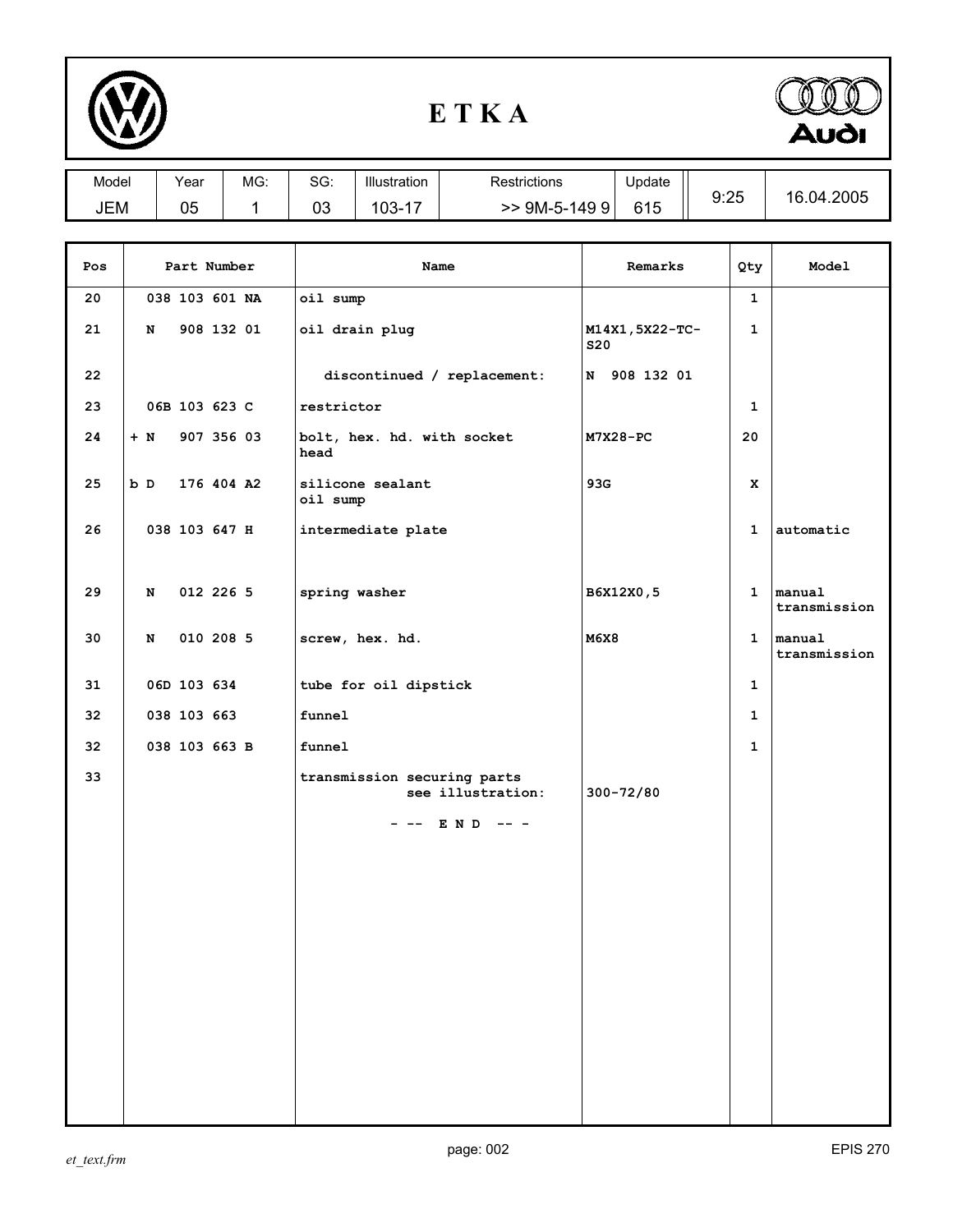# ETKA

| Model | Year | MG: | SG: | Illustration | Restrictions | Update | | |
|---|---|---|---|---|---|---|---|---|
| JEM | 05 | 1 | 03 | 103-17 | >> 9M-5-149 9 | 615 | 9:25 | 16.04.2005 |

| Pos | Part Number | Name | Remarks | Qty | Model |
|---|---|---|---|---|---|
| 20 | 038 103 601 NA | oil sump | | 1 | |
| 21 | N 908 132 01 | oil drain plug | M14X1,5X22-TC-S20 | 1 | |
| 22 | | discontinued / replacement: | N 908 132 01 | | |
| 23 | 06B 103 623 C | restrictor | | 1 | |
| 24 | + N 907 356 03 | bolt, hex. hd. with socket head | M7X28-PC | 20 | |
| 25 | b D 176 404 A2 | silicone sealant oil sump | 93G | X | |
| 26 | 038 103 647 H | intermediate plate | | 1 | automatic |
| 29 | N 012 226 5 | spring washer | B6X12X0,5 | 1 | manual transmission |
| 30 | N 010 208 5 | screw, hex. hd. | M6X8 | 1 | manual transmission |
| 31 | 06D 103 634 | tube for oil dipstick | | 1 | |
| 32 | 038 103 663 | funnel | | 1 | |
| 32 | 038 103 663 B | funnel | | 1 | |
| 33 | | transmission securing parts see illustration: | 300-72/80 | | |
| | | - -- E N D -- - | | | |

et_text.frm

EPIS 270